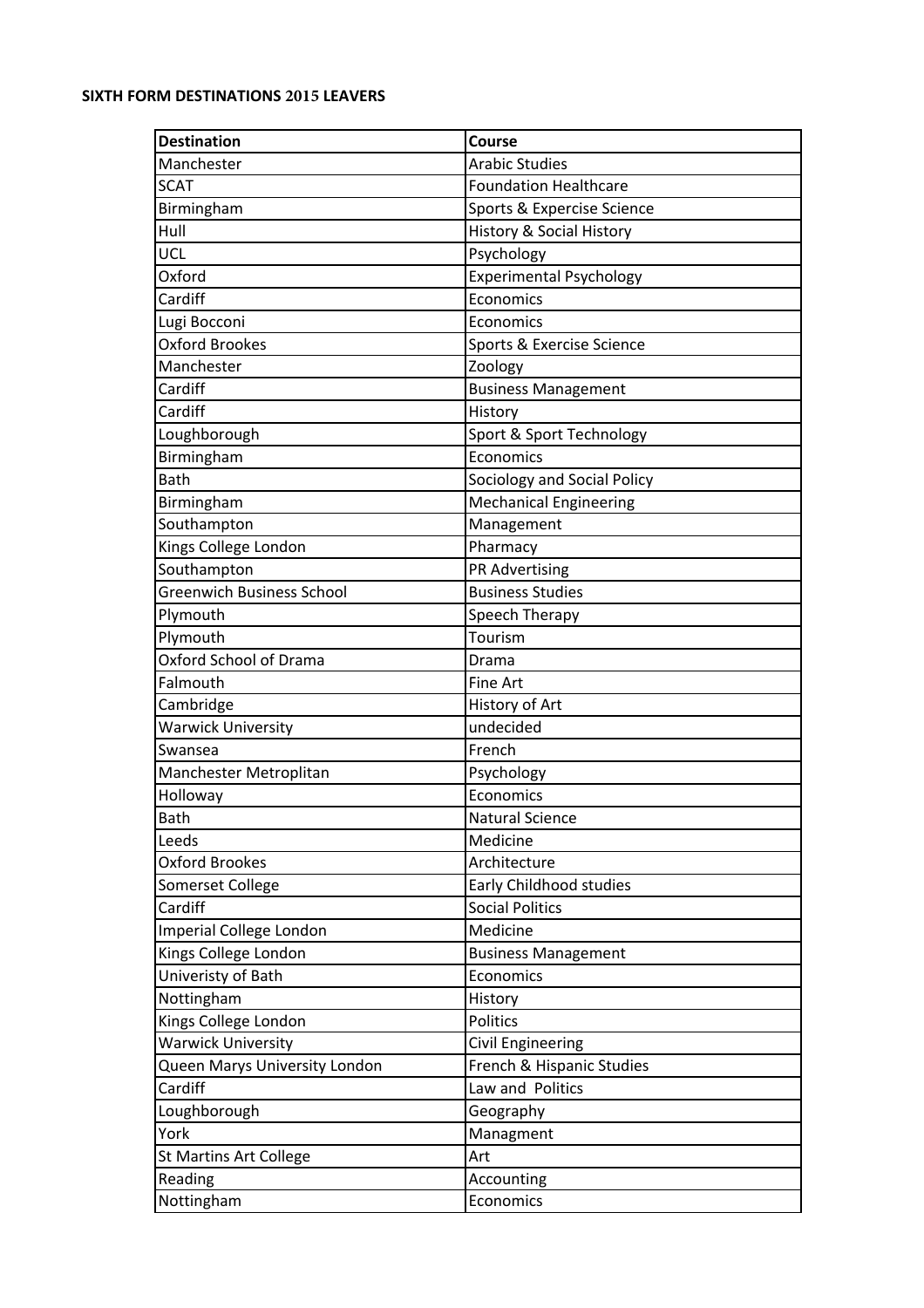**SIXTH FORM DESTINATIONS 2015 LEAVERS**

| Destination | Course |
|---|---|
| Manchester | Arabic Studies |
| SCAT | Foundation Healthcare |
| Birmingham | Sports & Expercise Science |
| Hull | History & Social History |
| UCL | Psychology |
| Oxford | Experimental Psychology |
| Cardiff | Economics |
| Lugi Bocconi | Economics |
| Oxford Brookes | Sports & Exercise Science |
| Manchester | Zoology |
| Cardiff | Business Management |
| Cardiff | History |
| Loughborough | Sport & Sport Technology |
| Birmingham | Economics |
| Bath | Sociology and Social Policy |
| Birmingham | Mechanical Engineering |
| Southampton | Management |
| Kings College London | Pharmacy |
| Southampton | PR Advertising |
| Greenwich Business School | Business Studies |
| Plymouth | Speech Therapy |
| Plymouth | Tourism |
| Oxford School of Drama | Drama |
| Falmouth | Fine Art |
| Cambridge | History of Art |
| Warwick University | undecided |
| Swansea | French |
| Manchester Metroplitan | Psychology |
| Holloway | Economics |
| Bath | Natural Science |
| Leeds | Medicine |
| Oxford Brookes | Architecture |
| Somerset College | Early Childhood studies |
| Cardiff | Social Politics |
| Imperial College London | Medicine |
| Kings College London | Business Management |
| Univeristy of Bath | Economics |
| Nottingham | History |
| Kings College London | Politics |
| Warwick University | Civil Engineering |
| Queen Marys University London | French & Hispanic Studies |
| Cardiff | Law and Politics |
| Loughborough | Geography |
| York | Managment |
| St Martins Art College | Art |
| Reading | Accounting |
| Nottingham | Economics |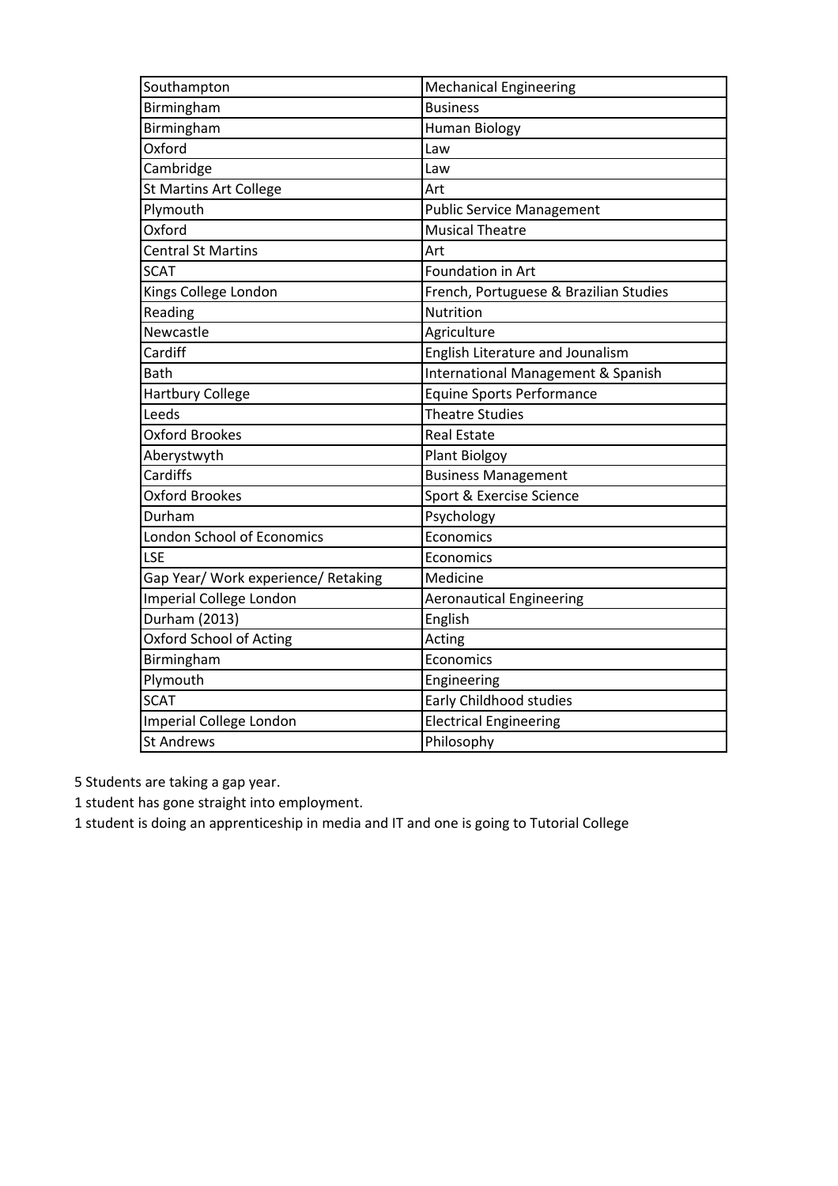| | |
|---|---|
| Southampton | Mechanical Engineering |
| Birmingham | Business |
| Birmingham | Human Biology |
| Oxford | Law |
| Cambridge | Law |
| St Martins Art College | Art |
| Plymouth | Public Service Management |
| Oxford | Musical Theatre |
| Central St Martins | Art |
| SCAT | Foundation in Art |
| Kings College London | French, Portuguese & Brazilian Studies |
| Reading | Nutrition |
| Newcastle | Agriculture |
| Cardiff | English Literature and Jounalism |
| Bath | International Management & Spanish |
| Hartbury College | Equine Sports Performance |
| Leeds | Theatre Studies |
| Oxford Brookes | Real Estate |
| Aberystwyth | Plant Biolgoy |
| Cardiffs | Business Management |
| Oxford Brookes | Sport & Exercise Science |
| Durham | Psychology |
| London School of Economics | Economics |
| LSE | Economics |
| Gap Year/ Work experience/ Retaking | Medicine |
| Imperial College London | Aeronautical Engineering |
| Durham (2013) | English |
| Oxford School of Acting | Acting |
| Birmingham | Economics |
| Plymouth | Engineering |
| SCAT | Early Childhood studies |
| Imperial College London | Electrical Engineering |
| St Andrews | Philosophy |

5 Students are taking a gap year.

1 student has gone straight into employment.

1 student is doing an apprenticeship in media and IT and one is going to Tutorial College